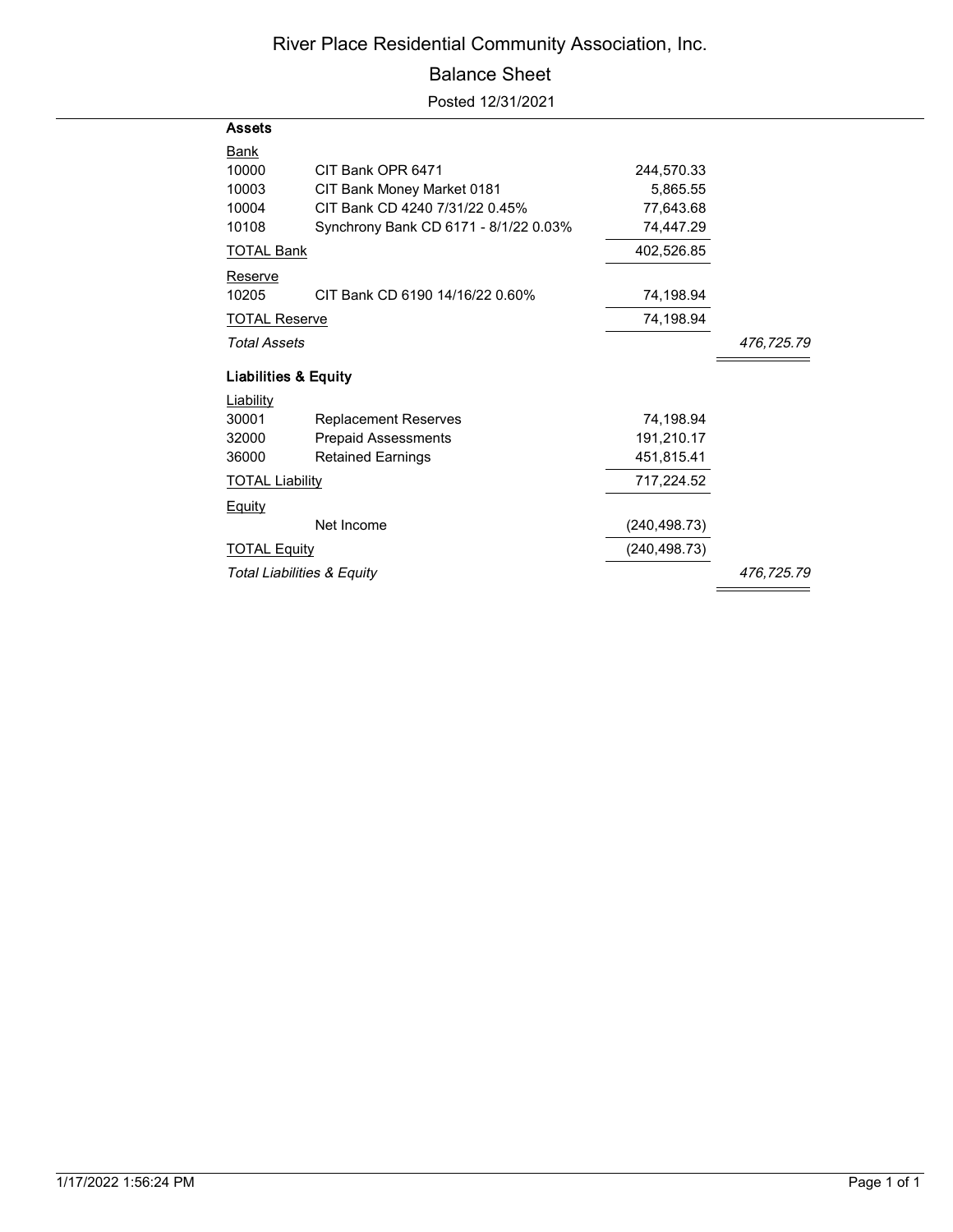# River Place Residential Community Association, Inc.

## Balance Sheet

Posted 12/31/2021

| | | | |
|---|---|---|---|
| **Assets** | | | |
| Bank | | | |
| 10000 | CIT Bank OPR 6471 | 244,570.33 | |
| 10003 | CIT Bank Money Market 0181 | 5,865.55 | |
| 10004 | CIT Bank CD 4240 7/31/22 0.45% | 77,643.68 | |
| 10108 | Synchrony Bank CD 6171 - 8/1/22 0.03% | 74,447.29 | |
| TOTAL Bank | | 402,526.85 | |
| Reserve | | | |
| 10205 | CIT Bank CD 6190 14/16/22 0.60% | 74,198.94 | |
| TOTAL Reserve | | 74,198.94 | |
| *Total Assets* | | | *476,725.79* |
| **Liabilities & Equity** | | | |
| Liability | | | |
| 30001 | Replacement Reserves | 74,198.94 | |
| 32000 | Prepaid Assessments | 191,210.17 | |
| 36000 | Retained Earnings | 451,815.41 | |
| TOTAL Liability | | 717,224.52 | |
| Equity | | | |
| | Net Income | (240,498.73) | |
| TOTAL Equity | | (240,498.73) | |
| *Total Liabilities & Equity* | | | *476,725.79* |

1/17/2022 1:56:24 PM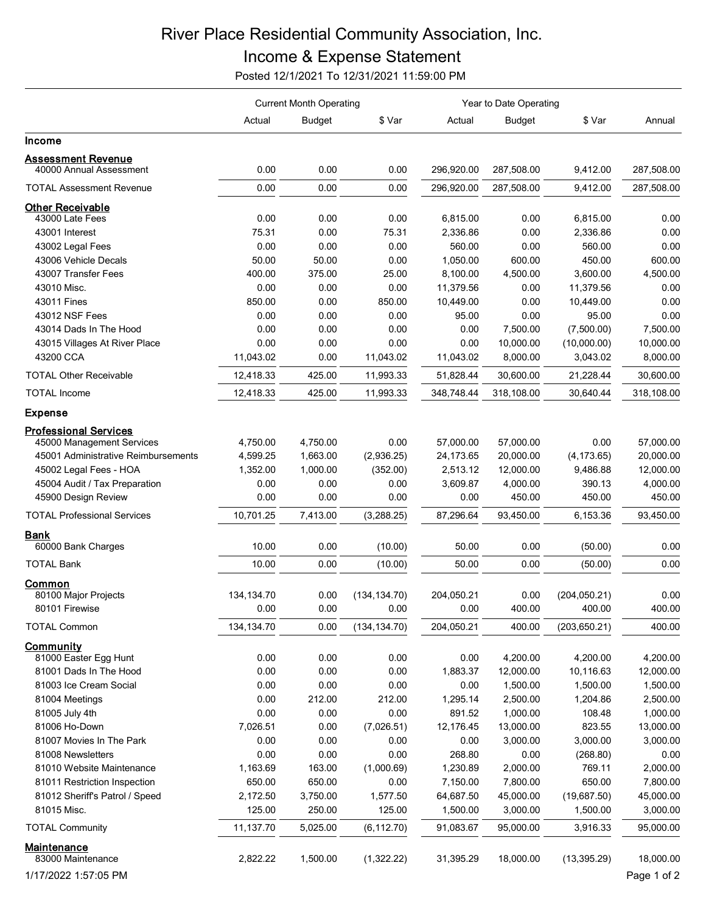# River Place Residential Community Association, Inc.

## Income & Expense Statement

Posted 12/1/2021 To 12/31/2021 11:59:00 PM

| | Current Month Operating | | | Year to Date Operating | | | |
|---|---|---|---|---|---|---|---|
| | Actual | Budget | $ Var | Actual | Budget | $ Var | Annual |
| **Income** | | | | | | | |
| **Assessment Revenue** | | | | | | | |
| 40000 Annual Assessment | 0.00 | 0.00 | 0.00 | 296,920.00 | 287,508.00 | 9,412.00 | 287,508.00 |
| TOTAL Assessment Revenue | 0.00 | 0.00 | 0.00 | 296,920.00 | 287,508.00 | 9,412.00 | 287,508.00 |
| **Other Receivable** | | | | | | | |
| 43000 Late Fees | 0.00 | 0.00 | 0.00 | 6,815.00 | 0.00 | 6,815.00 | 0.00 |
| 43001 Interest | 75.31 | 0.00 | 75.31 | 2,336.86 | 0.00 | 2,336.86 | 0.00 |
| 43002 Legal Fees | 0.00 | 0.00 | 0.00 | 560.00 | 0.00 | 560.00 | 0.00 |
| 43006 Vehicle Decals | 50.00 | 50.00 | 0.00 | 1,050.00 | 600.00 | 450.00 | 600.00 |
| 43007 Transfer Fees | 400.00 | 375.00 | 25.00 | 8,100.00 | 4,500.00 | 3,600.00 | 4,500.00 |
| 43010 Misc. | 0.00 | 0.00 | 0.00 | 11,379.56 | 0.00 | 11,379.56 | 0.00 |
| 43011 Fines | 850.00 | 0.00 | 850.00 | 10,449.00 | 0.00 | 10,449.00 | 0.00 |
| 43012 NSF Fees | 0.00 | 0.00 | 0.00 | 95.00 | 0.00 | 95.00 | 0.00 |
| 43014 Dads In The Hood | 0.00 | 0.00 | 0.00 | 0.00 | 7,500.00 | (7,500.00) | 7,500.00 |
| 43015 Villages At River Place | 0.00 | 0.00 | 0.00 | 0.00 | 10,000.00 | (10,000.00) | 10,000.00 |
| 43200 CCA | 11,043.02 | 0.00 | 11,043.02 | 11,043.02 | 8,000.00 | 3,043.02 | 8,000.00 |
| TOTAL Other Receivable | 12,418.33 | 425.00 | 11,993.33 | 51,828.44 | 30,600.00 | 21,228.44 | 30,600.00 |
| TOTAL Income | 12,418.33 | 425.00 | 11,993.33 | 348,748.44 | 318,108.00 | 30,640.44 | 318,108.00 |
| **Expense** | | | | | | | |
| **Professional Services** | | | | | | | |
| 45000 Management Services | 4,750.00 | 4,750.00 | 0.00 | 57,000.00 | 57,000.00 | 0.00 | 57,000.00 |
| 45001 Administrative Reimbursements | 4,599.25 | 1,663.00 | (2,936.25) | 24,173.65 | 20,000.00 | (4,173.65) | 20,000.00 |
| 45002 Legal Fees - HOA | 1,352.00 | 1,000.00 | (352.00) | 2,513.12 | 12,000.00 | 9,486.88 | 12,000.00 |
| 45004 Audit / Tax Preparation | 0.00 | 0.00 | 0.00 | 3,609.87 | 4,000.00 | 390.13 | 4,000.00 |
| 45900 Design Review | 0.00 | 0.00 | 0.00 | 0.00 | 450.00 | 450.00 | 450.00 |
| TOTAL Professional Services | 10,701.25 | 7,413.00 | (3,288.25) | 87,296.64 | 93,450.00 | 6,153.36 | 93,450.00 |
| **Bank** | | | | | | | |
| 60000 Bank Charges | 10.00 | 0.00 | (10.00) | 50.00 | 0.00 | (50.00) | 0.00 |
| TOTAL Bank | 10.00 | 0.00 | (10.00) | 50.00 | 0.00 | (50.00) | 0.00 |
| **Common** | | | | | | | |
| 80100 Major Projects | 134,134.70 | 0.00 | (134,134.70) | 204,050.21 | 0.00 | (204,050.21) | 0.00 |
| 80101 Firewise | 0.00 | 0.00 | 0.00 | 0.00 | 400.00 | 400.00 | 400.00 |
| TOTAL Common | 134,134.70 | 0.00 | (134,134.70) | 204,050.21 | 400.00 | (203,650.21) | 400.00 |
| **Community** | | | | | | | |
| 81000 Easter Egg Hunt | 0.00 | 0.00 | 0.00 | 0.00 | 4,200.00 | 4,200.00 | 4,200.00 |
| 81001 Dads In The Hood | 0.00 | 0.00 | 0.00 | 1,883.37 | 12,000.00 | 10,116.63 | 12,000.00 |
| 81003 Ice Cream Social | 0.00 | 0.00 | 0.00 | 0.00 | 1,500.00 | 1,500.00 | 1,500.00 |
| 81004 Meetings | 0.00 | 212.00 | 212.00 | 1,295.14 | 2,500.00 | 1,204.86 | 2,500.00 |
| 81005 July 4th | 0.00 | 0.00 | 0.00 | 891.52 | 1,000.00 | 108.48 | 1,000.00 |
| 81006 Ho-Down | 7,026.51 | 0.00 | (7,026.51) | 12,176.45 | 13,000.00 | 823.55 | 13,000.00 |
| 81007 Movies In The Park | 0.00 | 0.00 | 0.00 | 0.00 | 3,000.00 | 3,000.00 | 3,000.00 |
| 81008 Newsletters | 0.00 | 0.00 | 0.00 | 268.80 | 0.00 | (268.80) | 0.00 |
| 81010 Website Maintenance | 1,163.69 | 163.00 | (1,000.69) | 1,230.89 | 2,000.00 | 769.11 | 2,000.00 |
| 81011 Restriction Inspection | 650.00 | 650.00 | 0.00 | 7,150.00 | 7,800.00 | 650.00 | 7,800.00 |
| 81012 Sheriff's Patrol / Speed | 2,172.50 | 3,750.00 | 1,577.50 | 64,687.50 | 45,000.00 | (19,687.50) | 45,000.00 |
| 81015 Misc. | 125.00 | 250.00 | 125.00 | 1,500.00 | 3,000.00 | 1,500.00 | 3,000.00 |
| TOTAL Community | 11,137.70 | 5,025.00 | (6,112.70) | 91,083.67 | 95,000.00 | 3,916.33 | 95,000.00 |
| **Maintenance** | | | | | | | |
| 83000 Maintenance | 2,822.22 | 1,500.00 | (1,322.22) | 31,395.29 | 18,000.00 | (13,395.29) | 18,000.00 |

1/17/2022 1:57:05 PM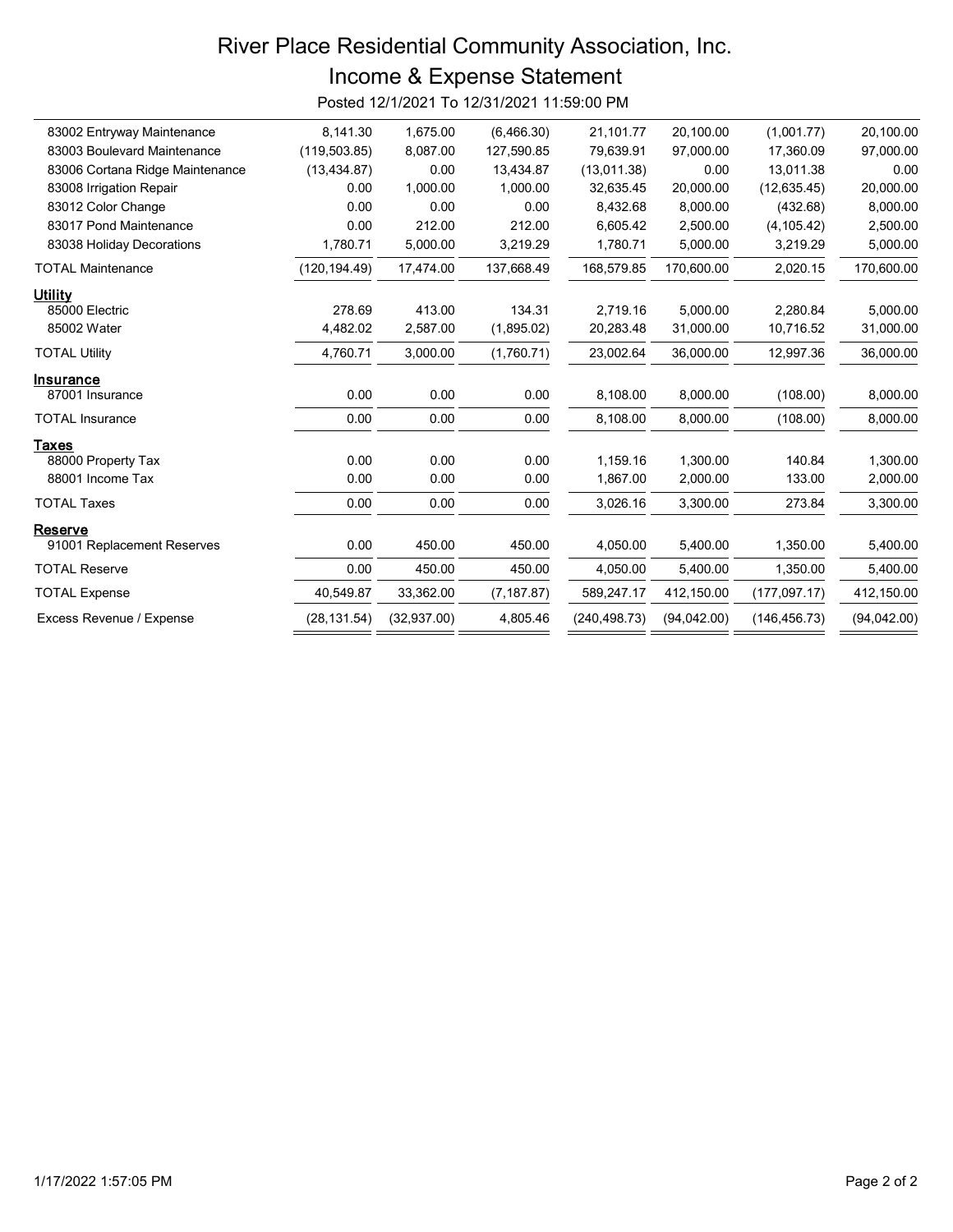# River Place Residential Community Association, Inc.

## Income & Expense Statement

Posted 12/1/2021 To 12/31/2021 11:59:00 PM

| | | | | | | | |
|---|---|---|---|---|---|---|---|
| 83002 Entryway Maintenance | 8,141.30 | 1,675.00 | (6,466.30) | 21,101.77 | 20,100.00 | (1,001.77) | 20,100.00 |
| 83003 Boulevard Maintenance | (119,503.85) | 8,087.00 | 127,590.85 | 79,639.91 | 97,000.00 | 17,360.09 | 97,000.00 |
| 83006 Cortana Ridge Maintenance | (13,434.87) | 0.00 | 13,434.87 | (13,011.38) | 0.00 | 13,011.38 | 0.00 |
| 83008 Irrigation Repair | 0.00 | 1,000.00 | 1,000.00 | 32,635.45 | 20,000.00 | (12,635.45) | 20,000.00 |
| 83012 Color Change | 0.00 | 0.00 | 0.00 | 8,432.68 | 8,000.00 | (432.68) | 8,000.00 |
| 83017 Pond Maintenance | 0.00 | 212.00 | 212.00 | 6,605.42 | 2,500.00 | (4,105.42) | 2,500.00 |
| 83038 Holiday Decorations | 1,780.71 | 5,000.00 | 3,219.29 | 1,780.71 | 5,000.00 | 3,219.29 | 5,000.00 |
| TOTAL Maintenance | (120,194.49) | 17,474.00 | 137,668.49 | 168,579.85 | 170,600.00 | 2,020.15 | 170,600.00 |
| **Utility** | | | | | | | |
| 85000 Electric | 278.69 | 413.00 | 134.31 | 2,719.16 | 5,000.00 | 2,280.84 | 5,000.00 |
| 85002 Water | 4,482.02 | 2,587.00 | (1,895.02) | 20,283.48 | 31,000.00 | 10,716.52 | 31,000.00 |
| TOTAL Utility | 4,760.71 | 3,000.00 | (1,760.71) | 23,002.64 | 36,000.00 | 12,997.36 | 36,000.00 |
| **Insurance** | | | | | | | |
| 87001 Insurance | 0.00 | 0.00 | 0.00 | 8,108.00 | 8,000.00 | (108.00) | 8,000.00 |
| TOTAL Insurance | 0.00 | 0.00 | 0.00 | 8,108.00 | 8,000.00 | (108.00) | 8,000.00 |
| **Taxes** | | | | | | | |
| 88000 Property Tax | 0.00 | 0.00 | 0.00 | 1,159.16 | 1,300.00 | 140.84 | 1,300.00 |
| 88001 Income Tax | 0.00 | 0.00 | 0.00 | 1,867.00 | 2,000.00 | 133.00 | 2,000.00 |
| TOTAL Taxes | 0.00 | 0.00 | 0.00 | 3,026.16 | 3,300.00 | 273.84 | 3,300.00 |
| **Reserve** | | | | | | | |
| 91001 Replacement Reserves | 0.00 | 450.00 | 450.00 | 4,050.00 | 5,400.00 | 1,350.00 | 5,400.00 |
| TOTAL Reserve | 0.00 | 450.00 | 450.00 | 4,050.00 | 5,400.00 | 1,350.00 | 5,400.00 |
| TOTAL Expense | 40,549.87 | 33,362.00 | (7,187.87) | 589,247.17 | 412,150.00 | (177,097.17) | 412,150.00 |
| Excess Revenue / Expense | (28,131.54) | (32,937.00) | 4,805.46 | (240,498.73) | (94,042.00) | (146,456.73) | (94,042.00) |

1/17/2022 1:57:05 PM